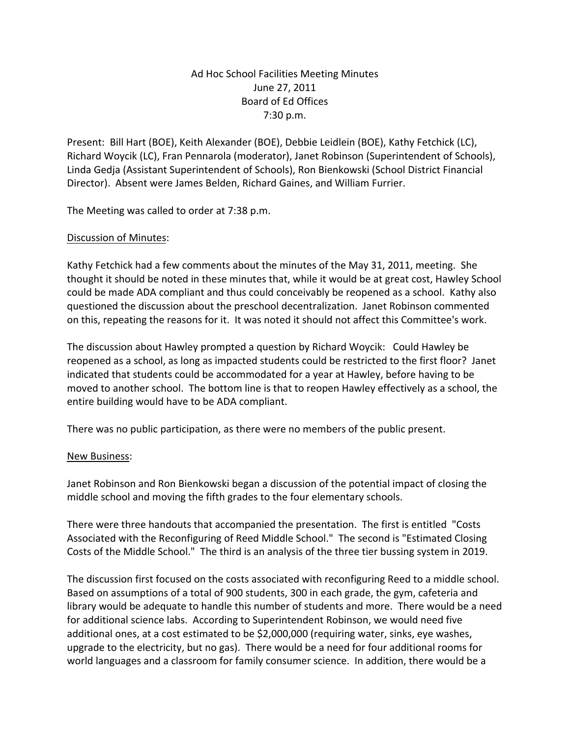# Ad Hoc School Facilities Meeting Minutes
June 27, 2011
Board of Ed Offices
7:30 p.m.

Present: Bill Hart (BOE), Keith Alexander (BOE), Debbie Leidlein (BOE), Kathy Fetchick (LC), Richard Woycik (LC), Fran Pennarola (moderator), Janet Robinson (Superintendent of Schools), Linda Gedja (Assistant Superintendent of Schools), Ron Bienkowski (School District Financial Director). Absent were James Belden, Richard Gaines, and William Furrier.

The Meeting was called to order at 7:38 p.m.

<u>Discussion of Minutes</u>:

Kathy Fetchick had a few comments about the minutes of the May 31, 2011, meeting. She thought it should be noted in these minutes that, while it would be at great cost, Hawley School could be made ADA compliant and thus could conceivably be reopened as a school. Kathy also questioned the discussion about the preschool decentralization. Janet Robinson commented on this, repeating the reasons for it. It was noted it should not affect this Committee's work.

The discussion about Hawley prompted a question by Richard Woycik: Could Hawley be reopened as a school, as long as impacted students could be restricted to the first floor? Janet indicated that students could be accommodated for a year at Hawley, before having to be moved to another school. The bottom line is that to reopen Hawley effectively as a school, the entire building would have to be ADA compliant.

There was no public participation, as there were no members of the public present.

<u>New Business</u>:

Janet Robinson and Ron Bienkowski began a discussion of the potential impact of closing the middle school and moving the fifth grades to the four elementary schools.

There were three handouts that accompanied the presentation. The first is entitled "Costs Associated with the Reconfiguring of Reed Middle School." The second is "Estimated Closing Costs of the Middle School." The third is an analysis of the three tier bussing system in 2019.

The discussion first focused on the costs associated with reconfiguring Reed to a middle school. Based on assumptions of a total of 900 students, 300 in each grade, the gym, cafeteria and library would be adequate to handle this number of students and more. There would be a need for additional science labs. According to Superintendent Robinson, we would need five additional ones, at a cost estimated to be $2,000,000 (requiring water, sinks, eye washes, upgrade to the electricity, but no gas). There would be a need for four additional rooms for world languages and a classroom for family consumer science. In addition, there would be a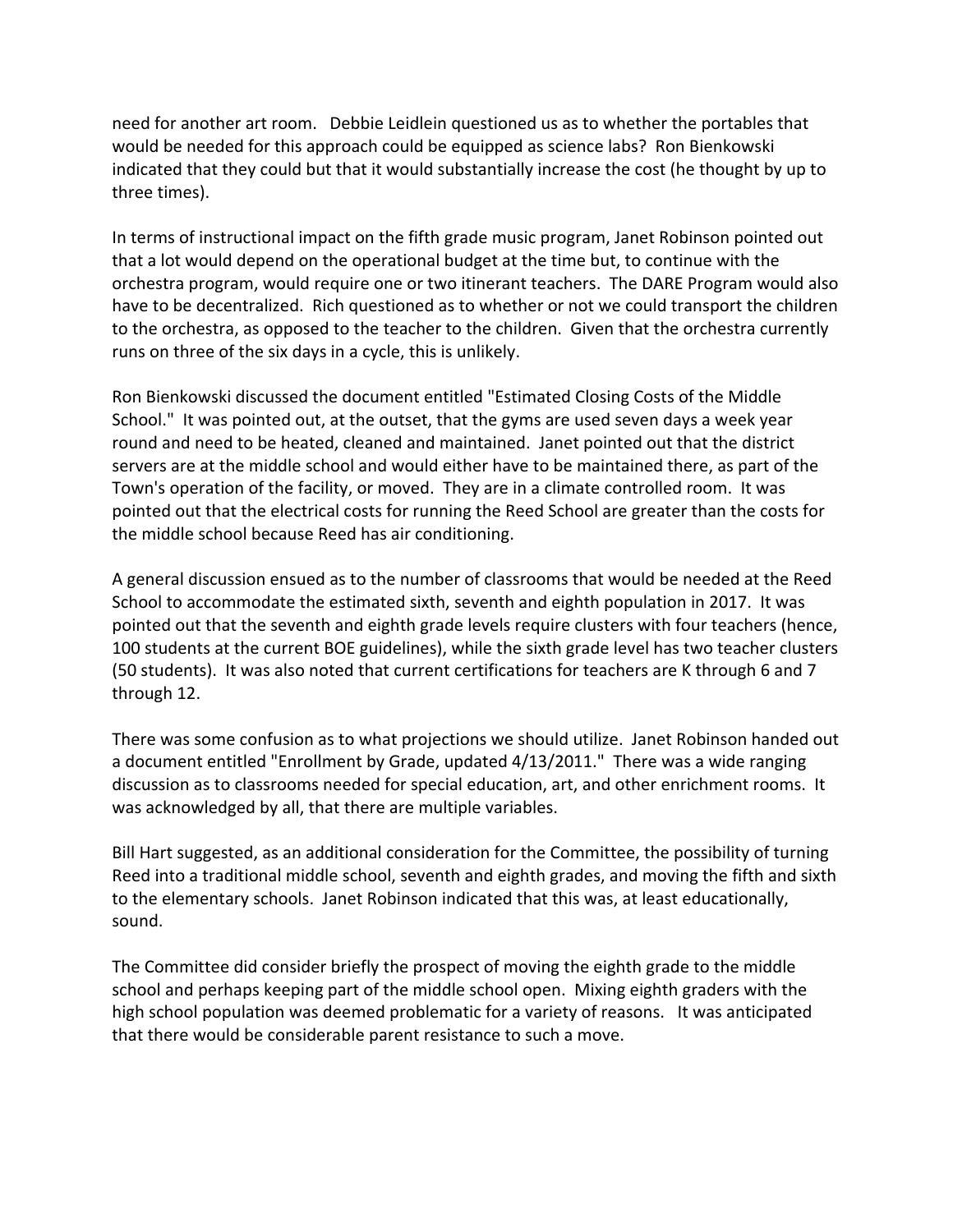need for another art room. Debbie Leidlein questioned us as to whether the portables that would be needed for this approach could be equipped as science labs? Ron Bienkowski indicated that they could but that it would substantially increase the cost (he thought by up to three times).

In terms of instructional impact on the fifth grade music program, Janet Robinson pointed out that a lot would depend on the operational budget at the time but, to continue with the orchestra program, would require one or two itinerant teachers. The DARE Program would also have to be decentralized. Rich questioned as to whether or not we could transport the children to the orchestra, as opposed to the teacher to the children. Given that the orchestra currently runs on three of the six days in a cycle, this is unlikely.

Ron Bienkowski discussed the document entitled "Estimated Closing Costs of the Middle School." It was pointed out, at the outset, that the gyms are used seven days a week year round and need to be heated, cleaned and maintained. Janet pointed out that the district servers are at the middle school and would either have to be maintained there, as part of the Town's operation of the facility, or moved. They are in a climate controlled room. It was pointed out that the electrical costs for running the Reed School are greater than the costs for the middle school because Reed has air conditioning.

A general discussion ensued as to the number of classrooms that would be needed at the Reed School to accommodate the estimated sixth, seventh and eighth population in 2017. It was pointed out that the seventh and eighth grade levels require clusters with four teachers (hence, 100 students at the current BOE guidelines), while the sixth grade level has two teacher clusters (50 students). It was also noted that current certifications for teachers are K through 6 and 7 through 12.

There was some confusion as to what projections we should utilize. Janet Robinson handed out a document entitled "Enrollment by Grade, updated 4/13/2011." There was a wide ranging discussion as to classrooms needed for special education, art, and other enrichment rooms. It was acknowledged by all, that there are multiple variables.

Bill Hart suggested, as an additional consideration for the Committee, the possibility of turning Reed into a traditional middle school, seventh and eighth grades, and moving the fifth and sixth to the elementary schools. Janet Robinson indicated that this was, at least educationally, sound.

The Committee did consider briefly the prospect of moving the eighth grade to the middle school and perhaps keeping part of the middle school open. Mixing eighth graders with the high school population was deemed problematic for a variety of reasons. It was anticipated that there would be considerable parent resistance to such a move.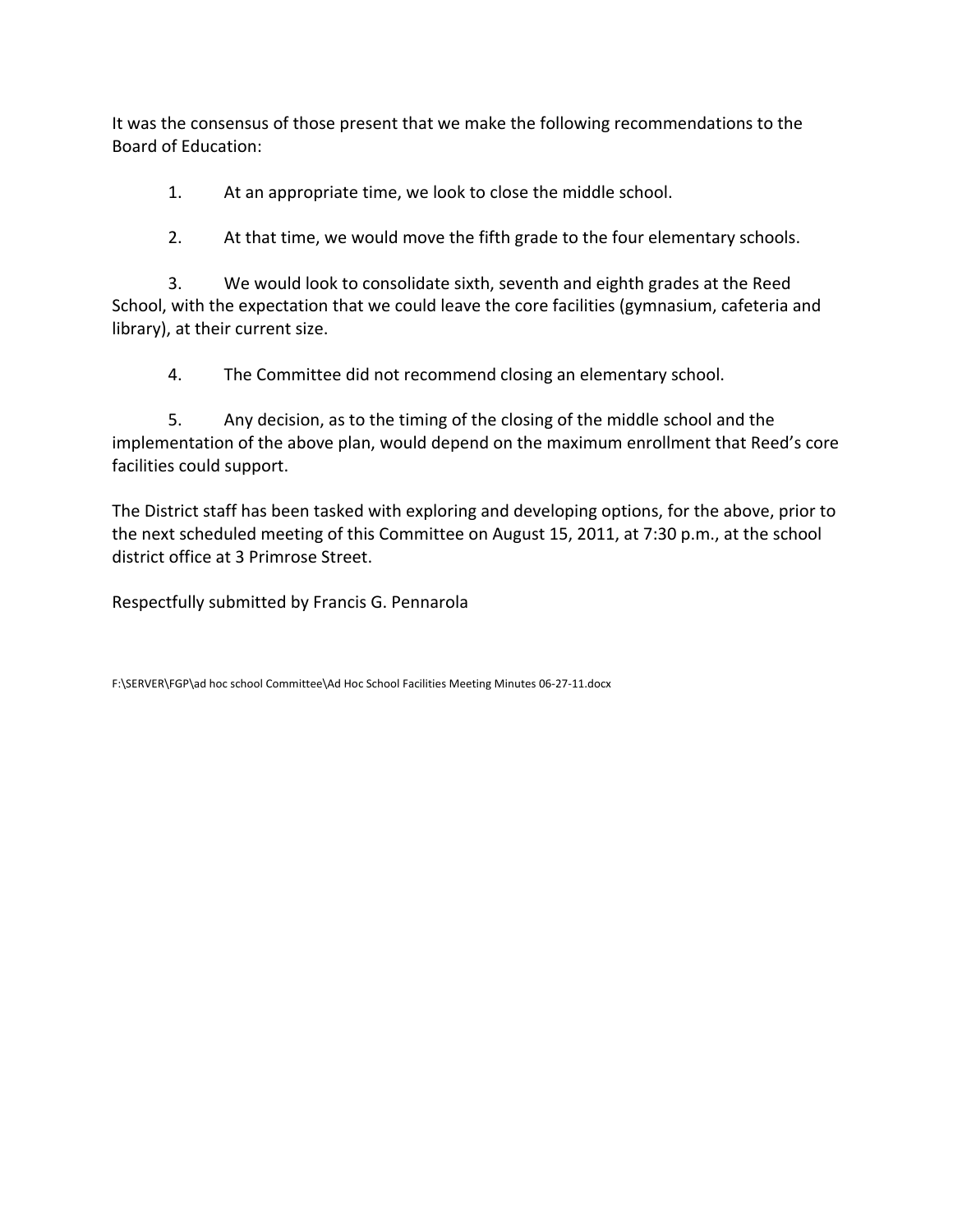It was the consensus of those present that we make the following recommendations to the Board of Education:

1. At an appropriate time, we look to close the middle school.

2. At that time, we would move the fifth grade to the four elementary schools.

3. We would look to consolidate sixth, seventh and eighth grades at the Reed School, with the expectation that we could leave the core facilities (gymnasium, cafeteria and library), at their current size.

4. The Committee did not recommend closing an elementary school.

5. Any decision, as to the timing of the closing of the middle school and the implementation of the above plan, would depend on the maximum enrollment that Reed's core facilities could support.

The District staff has been tasked with exploring and developing options, for the above, prior to the next scheduled meeting of this Committee on August 15, 2011, at 7:30 p.m., at the school district office at 3 Primrose Street.

Respectfully submitted by Francis G. Pennarola

F:\SERVER\FGP\ad hoc school Committee\Ad Hoc School Facilities Meeting Minutes 06-27-11.docx